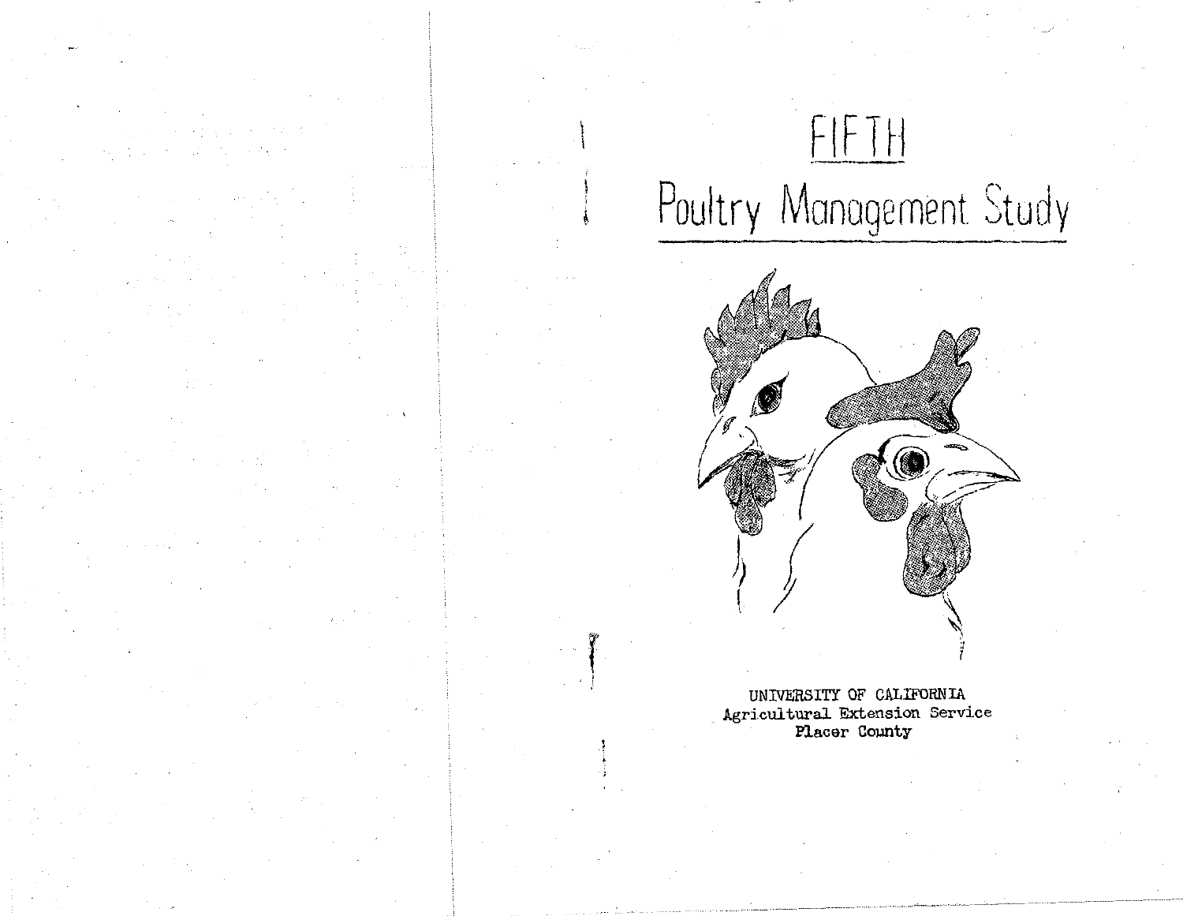# FIFTH

# Poultry Management Study

UNIVERSITY OF CALIFORNIA
Agricultural Extension Service
Placer County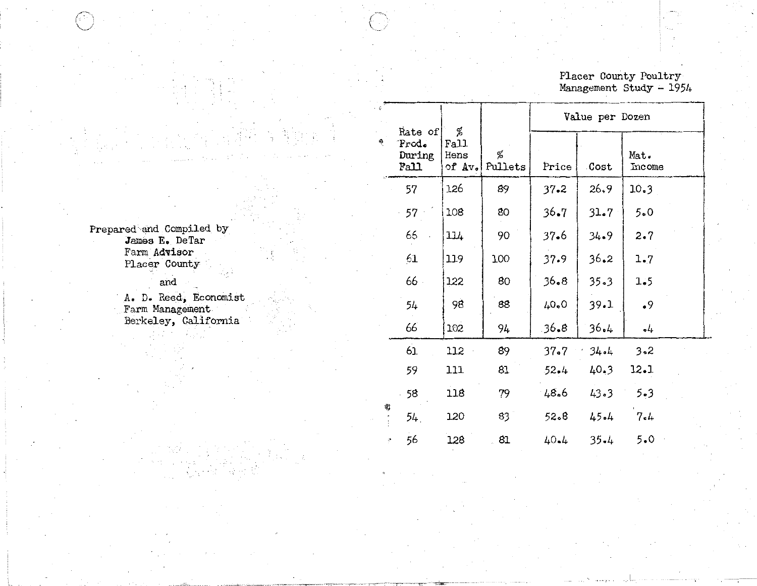Placer County Poultry
Management Study - 1954

| Rate of Prod. During Fall | % Fall Hens of Av. | % Pullets | Value per Dozen | | |
|---|---|---|---|---|---|
| | | | Price | Cost | Mat. Income |
| 57 | 126 | 89 | 37.2 | 26.9 | 10.3 |
| 57 | 108 | 80 | 36.7 | 31.7 | 5.0 |
| 66 | 114 | 90 | 37.6 | 34.9 | 2.7 |
| 61 | 119 | 100 | 37.9 | 36.2 | 1.7 |
| 66 | 122 | 80 | 36.8 | 35.3 | 1.5 |
| 54 | 98 | 88 | 40.0 | 39.1 | .9 |
| 66 | 102 | 94 | 36.8 | 36.4 | .4 |
| 61 | 112 | 89 | 37.7 | 34.4 | 3.2 |
| 59 | 111 | 81 | 52.4 | 40.3 | 12.1 |
| 58 | 118 | 79 | 48.6 | 43.3 | 5.3 |
| 54 | 120 | 83 | 52.8 | 45.4 | 7.4 |
| 56 | 128 | 81 | 40.4 | 35.4 | 5.0 |

Prepared and Compiled by
James E. DeTar
Farm Advisor
Placer County

and

A. D. Reed, Economist
Farm Management
Berkeley, California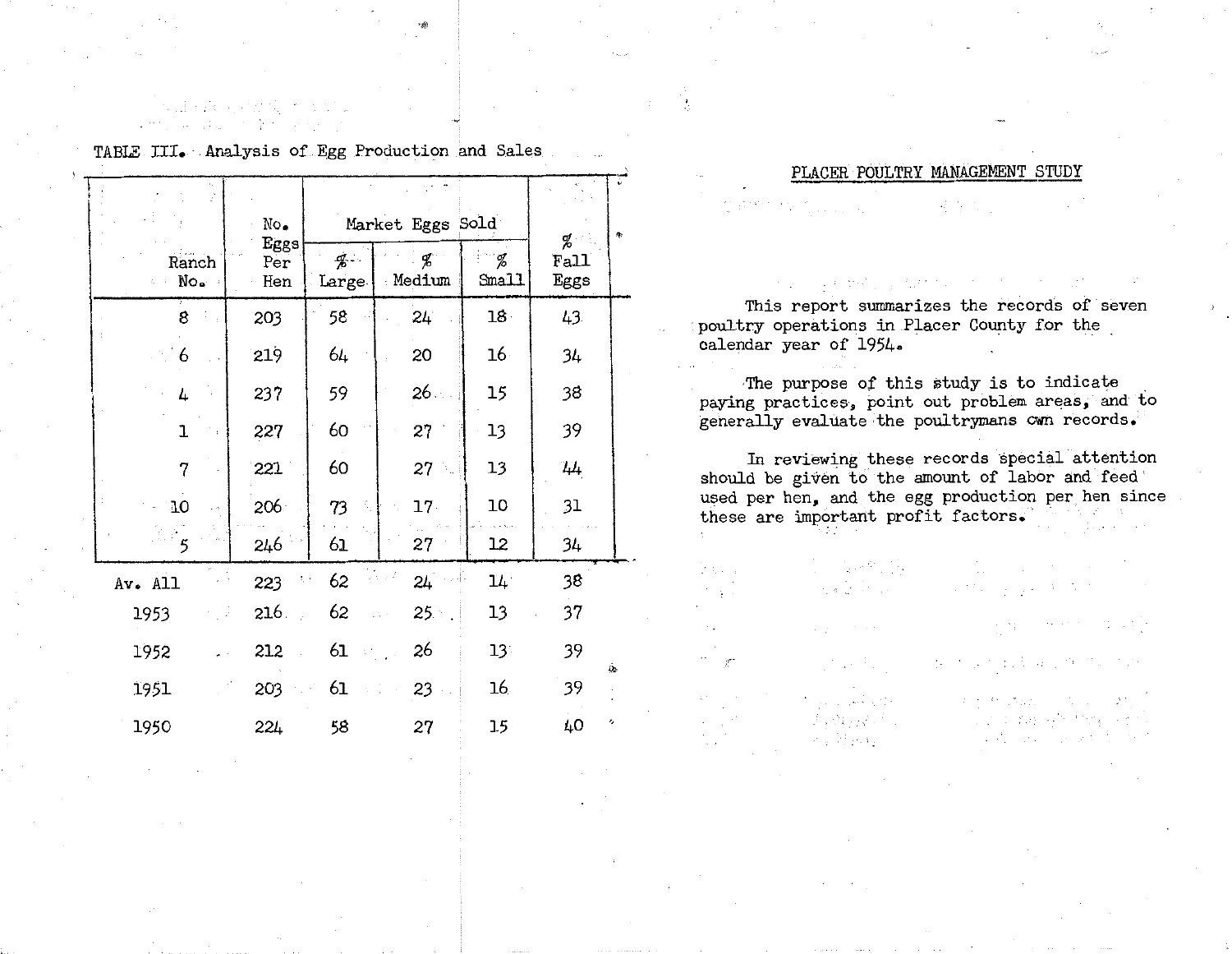TABLE III. Analysis of Egg Production and Sales

| Ranch No. | No. Eggs Per Hen | Market Eggs Sold | | | % Fall Eggs |
|---|---|---|---|---|---|
| | | % Large | % Medium | % Small | |
| 8 | 203 | 58 | 24 | 18 | 43 |
| 6 | 219 | 64 | 20 | 16 | 34 |
| 4 | 237 | 59 | 26 | 15 | 38 |
| 1 | 227 | 60 | 27 | 13 | 39 |
| 7 | 221 | 60 | 27 | 13 | 44 |
| 10 | 206 | 73 | 17 | 10 | 31 |
| 5 | 246 | 61 | 27 | 12 | 34 |
| Av. All | 223 | 62 | 24 | 14 | 38 |
| 1953 | 216 | 62 | 25 | 13 | 37 |
| 1952 | 212 | 61 | 26 | 13 | 39 |
| 1951 | 203 | 61 | 23 | 16 | 39 |
| 1950 | 224 | 58 | 27 | 15 | 40 |

## PLACER POULTRY MANAGEMENT STUDY

This report summarizes the records of seven poultry operations in Placer County for the calendar year of 1954.

The purpose of this study is to indicate paying practices, point out problem areas, and to generally evaluate the poultrymans own records.

In reviewing these records special attention should be given to the amount of labor and feed used per hen, and the egg production per hen since these are important profit factors.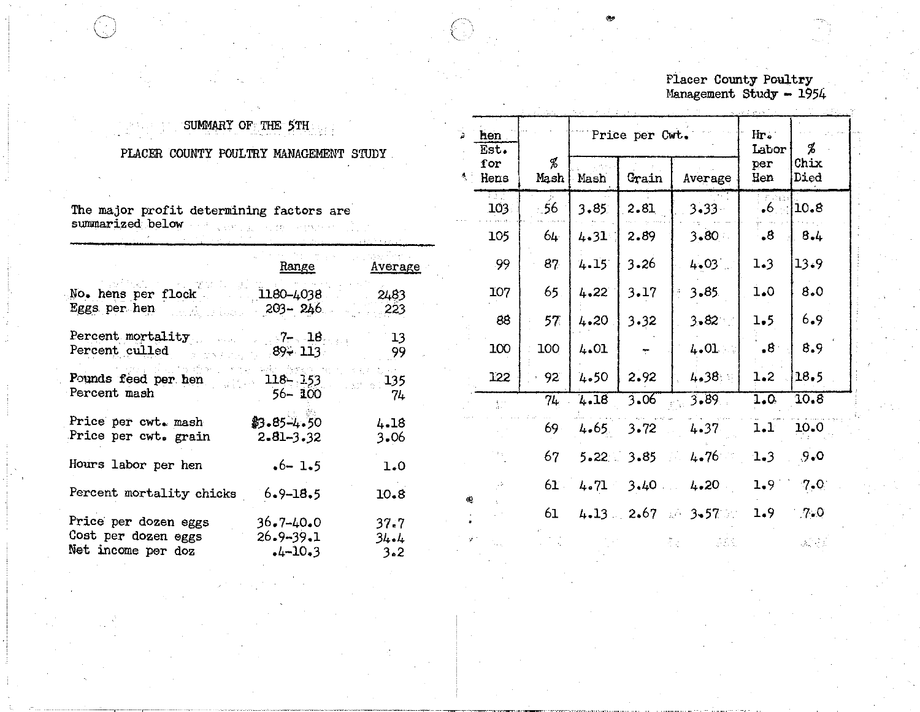## SUMMARY OF THE 5TH

## PLACER COUNTY POULTRY MANAGEMENT STUDY

The major profit determining factors are summarized below

| | Range | Average |
|---|---|---|
| No. hens per flock | 1180-4038 | 2483 |
| Eggs per hen | 203- 246 | 223 |
| Percent mortality | 7- 18 | 13 |
| Percent culled | 89- 113 | 99 |
| Pounds feed per hen | 118- 153 | 135 |
| Percent mash | 56- 100 | 74 |
| Price per cwt. mash | $3.85-4.50 | 4.18 |
| Price per cwt. grain | 2.81-3.32 | 3.06 |
| Hours labor per hen | .6- 1.5 | 1.0 |
| Percent mortality chicks | 6.9-18.5 | 10.8 |
| Price per dozen eggs | 36.7-40.0 | 37.7 |
| Cost per dozen eggs | 26.9-39.1 | 34.4 |
| Net income per doz | .4-10.3 | 3.2 |

Placer County Poultry Management Study - 1954

| hen Est. for Hens | % Mash | Price per Cwt. | | | Hr. Labor per Hen | % Chix Died |
|---|---|---|---|---|---|---|
| | | Mash | Grain | Average | | |
| 103 | 56 | 3.85 | 2.81 | 3.33 | .6 | 10.8 |
| 105 | 64 | 4.31 | 2.89 | 3.80 | .8 | 8.4 |
| 99 | 87 | 4.15 | 3.26 | 4.03 | 1.3 | 13.9 |
| 107 | 65 | 4.22 | 3.17 | 3.85 | 1.0 | 8.0 |
| 88 | 57 | 4.20 | 3.32 | 3.82 | 1.5 | 6.9 |
| 100 | 100 | 4.01 | - | 4.01 | .8 | 8.9 |
| 122 | 92 | 4.50 | 2.92 | 4.38 | 1.2 | 18.5 |
| | 74 | 4.18 | 3.06 | 3.89 | 1.0 | 10.8 |
| | 69 | 4.65 | 3.72 | 4.37 | 1.1 | 10.0 |
| | 67 | 5.22 | 3.85 | 4.76 | 1.3 | 9.0 |
| | 61 | 4.71 | 3.40 | 4.20 | 1.9 | 7.0 |
| | 61 | 4.13 | 2.67 | 3.57 | 1.9 | 7.0 |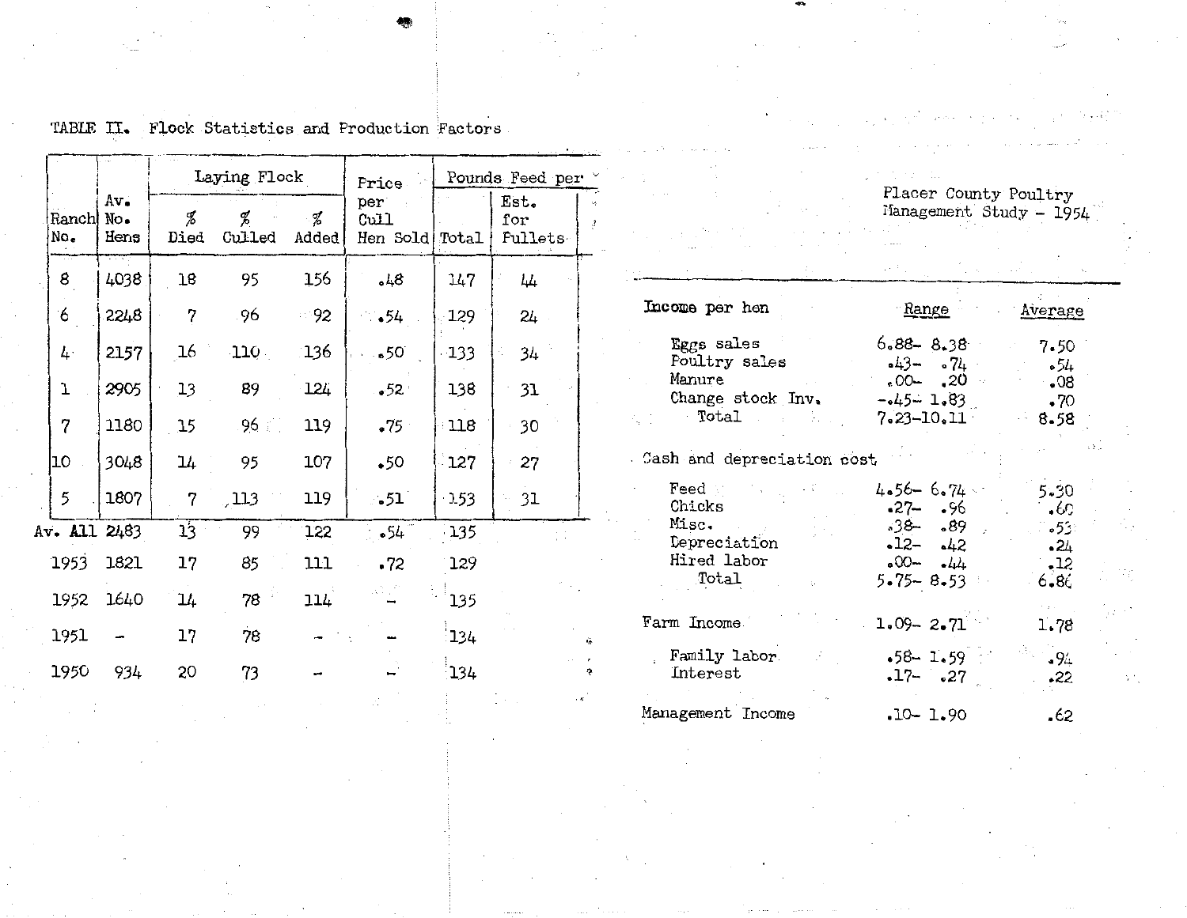TABLE II. Flock Statistics and Production Factors

| Ranch No. | Av. No. Hens | Laying Flock | | | Price per Cull Hen Sold | Pounds Feed per | |
|---|---|---|---|---|---|---|---|
| | | % Died | % Culled | % Added | | Total | Est. for Pullets |
| 8 | 4038 | 18 | 95 | 156 | .48 | 147 | 44 |
| 6 | 2248 | 7 | 96 | 92 | .54 | 129 | 24 |
| 4 | 2157 | 16 | 110 | 136 | .50 | 133 | 34 |
| 1 | 2905 | 13 | 89 | 124 | .52 | 138 | 31 |
| 7 | 1180 | 15 | 96 | 119 | .75 | 118 | 30 |
| 10 | 3048 | 14 | 95 | 107 | .50 | 127 | 27 |
| 5 | 1807 | 7 | 113 | 119 | .51 | 153 | 31 |
| Av. All | 2483 | 13 | 99 | 122 | .54 | 135 | |
| 1953 | 1821 | 17 | 85 | 111 | .72 | 129 | |
| 1952 | 1640 | 14 | 78 | 114 | – | 135 | |
| 1951 | – | 17 | 78 | – | – | 134 | |
| 1950 | 934 | 20 | 73 | – | – | 134 | |

Placer County Poultry Management Study – 1954

| Income per hen | Range | Average |
|---|---|---|
| Eggs sales | 6.88– 8.38 | 7.50 |
| Poultry sales | .43– .74 | .54 |
| Manure | .00– .20 | .08 |
| Change stock Inv. | -.45– 1.83 | .70 |
| Total | 7.23–10.11 | 8.58 |
| **Cash and depreciation cost** | | |
| Feed | 4.56– 6.74 | 5.30 |
| Chicks | .27– .96 | .60 |
| Misc. | .38– .89 | .53 |
| Depreciation | .12– .42 | .24 |
| Hired labor | .00– .44 | .12 |
| Total | 5.75– 8.53 | 6.86 |
| Farm Income | 1.09– 2.71 | 1.78 |
| Family labor | .58– 1.59 | .94 |
| Interest | .17– .27 | .22 |
| Management Income | .10– 1.90 | .62 |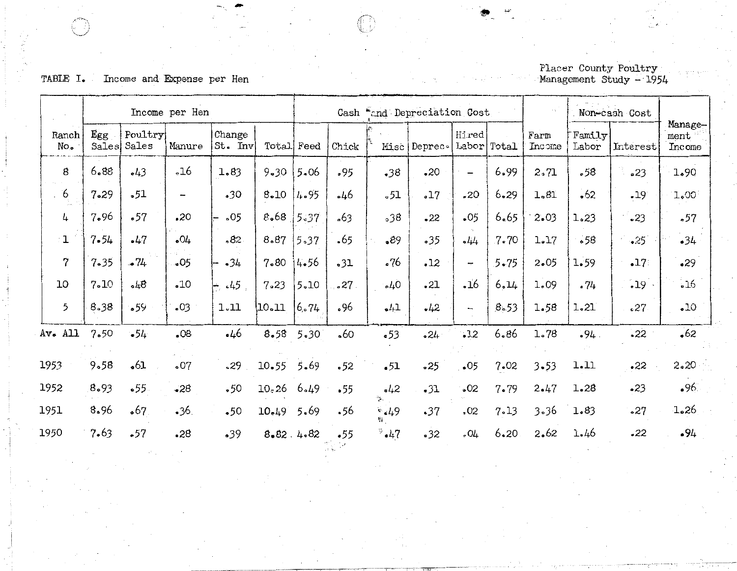TABLE I. Income and Expense per Hen

Placer County Poultry Management Study - 1954

| Ranch No. | Income per Hen | | | | | Cash and Depreciation Cost | | | | | | Farm Income | Non-cash Cost | | Management Income |
|---|---|---|---|---|---|---|---|---|---|---|---|---|---|---|---|
| | Egg Sales | Poultry Sales | Manure | Change St. Inv | Total | Feed | Chick | Misc | Deprec. | Hired Labor | Total | | Family Labor | Interest | |
| 8 | 6.88 | .43 | .16 | 1.83 | 9.30 | 5.06 | .95 | .38 | .20 | – | 6.99 | 2.71 | .58 | .23 | 1.90 |
| 6 | 7.29 | .51 | – | .30 | 8.10 | 4.95 | .46 | .51 | .17 | .20 | 6.29 | 1.81 | .62 | .19 | 1.00 |
| 4 | 7.96 | .57 | .20 | -.05 | 8.68 | 5.37 | .63 | .38 | .22 | .05 | 6.65 | 2.03 | 1.23 | .23 | .57 |
| 1 | 7.54 | .47 | .04 | .82 | 8.87 | 5.37 | .65 | .89 | .35 | .44 | 7.70 | 1.17 | .58 | .25 | .34 |
| 7 | 7.35 | .74 | .05 | -.34 | 7.80 | 4.56 | .31 | .76 | .12 | – | 5.75 | 2.05 | 1.59 | .17 | .29 |
| 10 | 7.10 | .48 | .10 | -.45 | 7.23 | 5.10 | .27 | .40 | .21 | .16 | 6.14 | 1.09 | .74 | .19 | .16 |
| 5 | 8.38 | .59 | .03 | 1.11 | 10.11 | 6.74 | .96 | .41 | .42 | – | 8.53 | 1.58 | 1.21 | .27 | .10 |
| Av. All | 7.50 | .54 | .08 | .46 | 8.58 | 5.30 | .60 | .53 | .24 | .12 | 6.86 | 1.78 | .94 | .22 | .62 |
| 1953 | 9.58 | .61 | .07 | .29 | 10.55 | 5.69 | .52 | .51 | .25 | .05 | 7.02 | 3.53 | 1.11 | .22 | 2.20 |
| 1952 | 8.93 | .55 | .28 | .50 | 10.26 | 6.49 | .55 | .42 | .31 | .02 | 7.79 | 2.47 | 1.28 | .23 | .96 |
| 1951 | 8.96 | .67 | .36 | .50 | 10.49 | 5.69 | .56 | .49 | .37 | .02 | 7.13 | 3.36 | 1.83 | .27 | 1.26 |
| 1950 | 7.63 | .57 | .28 | .39 | 8.82 | 4.82 | .55 | .47 | .32 | .04 | 6.20 | 2.62 | 1.46 | .22 | .94 |